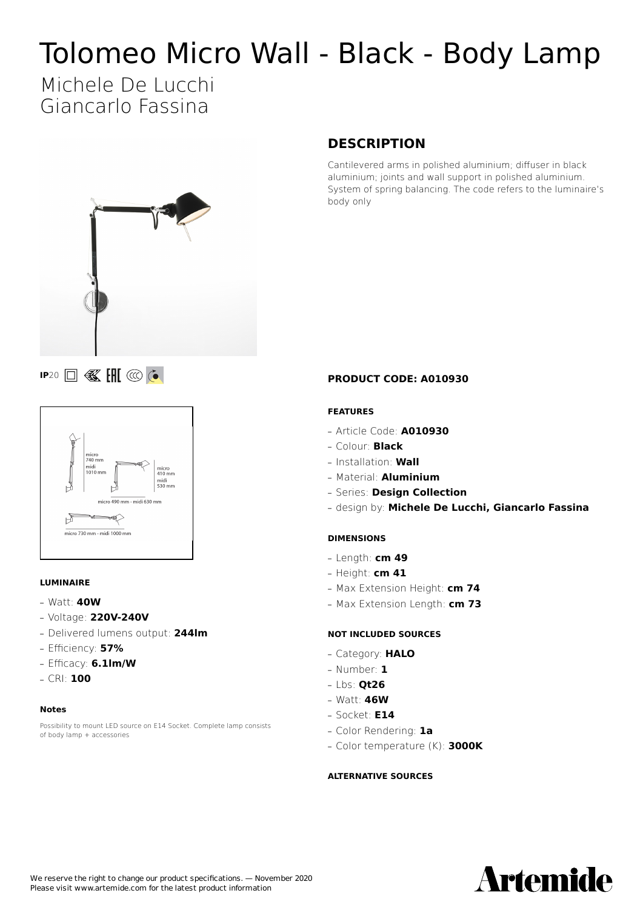# Tolomeo Micro Wall - Black - Body Lamp

Michele De Lucchi
Giancarlo Fassina

## DESCRIPTION

Cantilevered arms in polished aluminium; diffuser in black aluminium; joints and wall support in polished aluminium. System of spring balancing. The code refers to the luminaire's body only

**IP**20

micro 740 mm
midi 1010 mm

micro 410 mm
midi 530 mm

micro 490 mm - midi 630 mm

micro 730 mm - midi 1000 mm

### LUMINAIRE

- Watt: **40W**
- Voltage: **220V-240V**
- Delivered lumens output: **244lm**
- Efficiency: **57%**
- Efficacy: **6.1lm/W**
- CRI: **100**

#### Notes

Possibility to mount LED source on E14 Socket. Complete lamp consists of body lamp + accessories

### PRODUCT CODE: A010930

#### FEATURES

- Article Code: **A010930**
- Colour: **Black**
- Installation: **Wall**
- Material: **Aluminium**
- Series: **Design Collection**
- design by: **Michele De Lucchi, Giancarlo Fassina**

#### DIMENSIONS

- Length: **cm 49**
- Height: **cm 41**
- Max Extension Height: **cm 74**
- Max Extension Length: **cm 73**

#### NOT INCLUDED SOURCES

- Category: **HALO**
- Number: **1**
- Lbs: **Qt26**
- Watt: **46W**
- Socket: **E14**
- Color Rendering: **1a**
- Color temperature (K): **3000K**

#### ALTERNATIVE SOURCES

We reserve the right to change our product specifications. — November 2020
Please visit www.artemide.com for the latest product information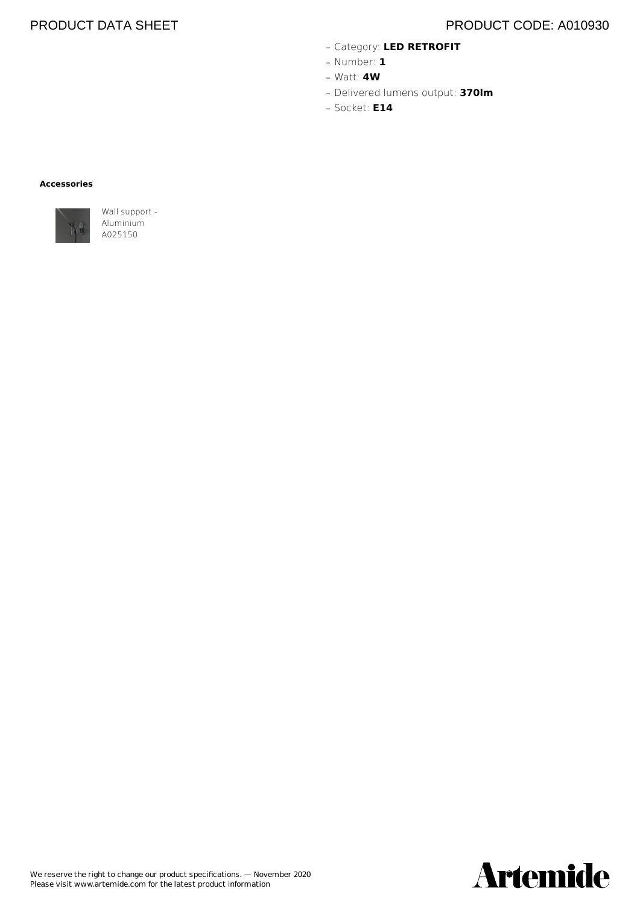- Category: **LED RETROFIT**
- Number: **1**
- Watt: **4W**
- Delivered lumens output: **370lm**
- Socket: **E14**

**Accessories**

Wall support - Aluminium
A025150

We reserve the right to change our product specifications. — November 2020
Please visit www.artemide.com for the latest product information